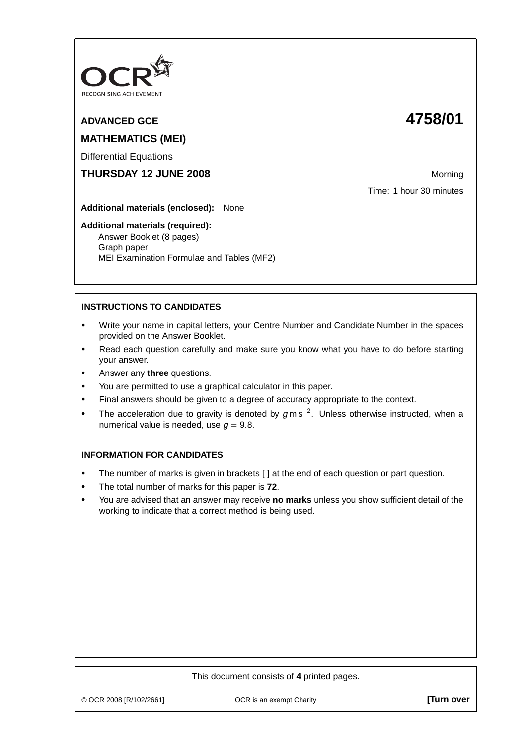OCR RECOGNISING ACHIEVEMENT

**ADVANCED GCE** **4758/01**

**MATHEMATICS (MEI)**

Differential Equations

**THURSDAY 12 JUNE 2008** Morning

Time: 1 hour 30 minutes

**Additional materials (enclosed):** None

**Additional materials (required):**
Answer Booklet (8 pages)
Graph paper
MEI Examination Formulae and Tables (MF2)

**INSTRUCTIONS TO CANDIDATES**

- Write your name in capital letters, your Centre Number and Candidate Number in the spaces provided on the Answer Booklet.
- Read each question carefully and make sure you know what you have to do before starting your answer.
- Answer any **three** questions.
- You are permitted to use a graphical calculator in this paper.
- Final answers should be given to a degree of accuracy appropriate to the context.
- The acceleration due to gravity is denoted by $g\,\mathrm{m\,s^{-2}}$. Unless otherwise instructed, when a numerical value is needed, use $g = 9.8$.

**INFORMATION FOR CANDIDATES**

- The number of marks is given in brackets [ ] at the end of each question or part question.
- The total number of marks for this paper is **72**.
- You are advised that an answer may receive **no marks** unless you show sufficient detail of the working to indicate that a correct method is being used.

This document consists of **4** printed pages.

© OCR 2008 [R/102/2661] OCR is an exempt Charity **[Turn over**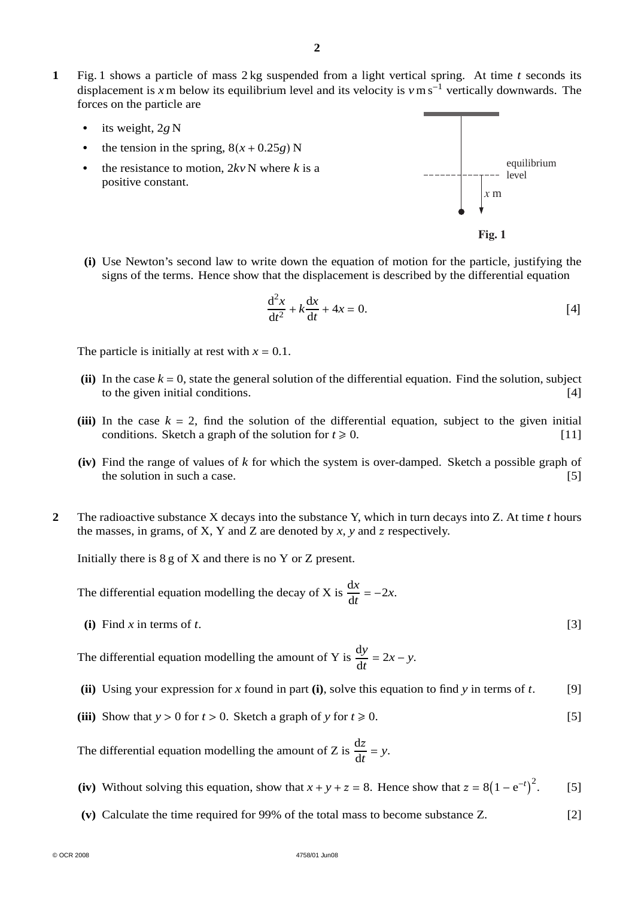**1** Fig. 1 shows a particle of mass 2 kg suspended from a light vertical spring. At time $t$ seconds its displacement is $x$ m below its equilibrium level and its velocity is $v\,\text{m}\,\text{s}^{-1}$ vertically downwards. The forces on the particle are

- its weight, $2g$ N
- the tension in the spring, $8(x + 0.25g)$ N
- the resistance to motion, $2kv$ N where $k$ is a positive constant.

equilibrium level

$x$ m

**Fig. 1**

**(i)** Use Newton's second law to write down the equation of motion for the particle, justifying the signs of the terms. Hence show that the displacement is described by the differential equation

$$\frac{\mathrm{d}^2x}{\mathrm{d}t^2} + k\frac{\mathrm{d}x}{\mathrm{d}t} + 4x = 0. \qquad [4]$$

The particle is initially at rest with $x = 0.1$.

**(ii)** In the case $k = 0$, state the general solution of the differential equation. Find the solution, subject to the given initial conditions. [4]

**(iii)** In the case $k = 2$, find the solution of the differential equation, subject to the given initial conditions. Sketch a graph of the solution for $t \geqslant 0$. [11]

**(iv)** Find the range of values of $k$ for which the system is over-damped. Sketch a possible graph of the solution in such a case. [5]

**2** The radioactive substance X decays into the substance Y, which in turn decays into Z. At time $t$ hours the masses, in grams, of X, Y and Z are denoted by $x$, $y$ and $z$ respectively.

Initially there is 8 g of X and there is no Y or Z present.

The differential equation modelling the decay of X is $\dfrac{\mathrm{d}x}{\mathrm{d}t} = -2x$.

**(i)** Find $x$ in terms of $t$. [3]

The differential equation modelling the amount of Y is $\dfrac{\mathrm{d}y}{\mathrm{d}t} = 2x - y$.

**(ii)** Using your expression for $x$ found in part **(i)**, solve this equation to find $y$ in terms of $t$. [9]

**(iii)** Show that $y > 0$ for $t > 0$. Sketch a graph of $y$ for $t \geqslant 0$. [5]

The differential equation modelling the amount of Z is $\dfrac{\mathrm{d}z}{\mathrm{d}t} = y$.

**(iv)** Without solving this equation, show that $x + y + z = 8$. Hence show that $z = 8\left(1 - \mathrm{e}^{-t}\right)^2$. [5]

**(v)** Calculate the time required for 99% of the total mass to become substance Z. [2]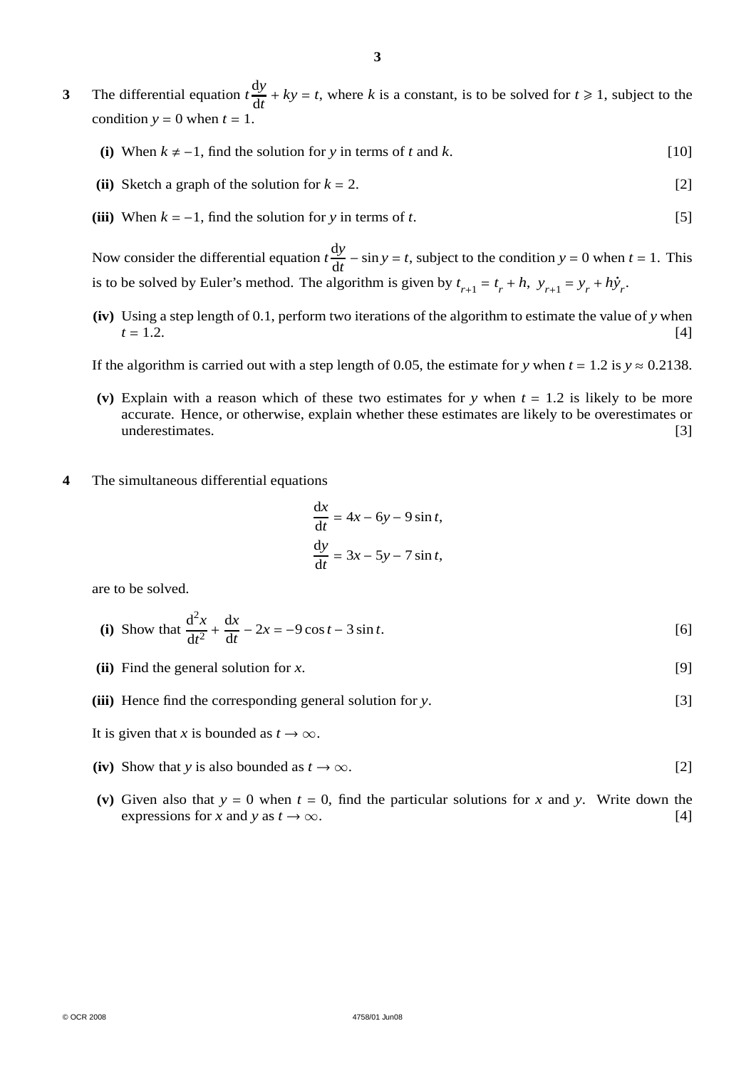**3** The differential equation $t\dfrac{\mathrm{d}y}{\mathrm{d}t} + ky = t$, where $k$ is a constant, is to be solved for $t \geqslant 1$, subject to the condition $y = 0$ when $t = 1$.

**(i)** When $k \neq -1$, find the solution for $y$ in terms of $t$ and $k$. [10]

**(ii)** Sketch a graph of the solution for $k = 2$. [2]

**(iii)** When $k = -1$, find the solution for $y$ in terms of $t$. [5]

Now consider the differential equation $t\dfrac{\mathrm{d}y}{\mathrm{d}t} - \sin y = t$, subject to the condition $y = 0$ when $t = 1$. This is to be solved by Euler's method. The algorithm is given by $t_{r+1} = t_r + h,\ y_{r+1} = y_r + h\dot{y}_r$.

**(iv)** Using a step length of 0.1, perform two iterations of the algorithm to estimate the value of $y$ when $t = 1.2$. [4]

If the algorithm is carried out with a step length of 0.05, the estimate for $y$ when $t = 1.2$ is $y \approx 0.2138$.

**(v)** Explain with a reason which of these two estimates for $y$ when $t = 1.2$ is likely to be more accurate. Hence, or otherwise, explain whether these estimates are likely to be overestimates or underestimates. [3]

**4** The simultaneous differential equations

$$\frac{\mathrm{d}x}{\mathrm{d}t} = 4x - 6y - 9\sin t,$$
$$\frac{\mathrm{d}y}{\mathrm{d}t} = 3x - 5y - 7\sin t,$$

are to be solved.

**(i)** Show that $\dfrac{\mathrm{d}^2x}{\mathrm{d}t^2} + \dfrac{\mathrm{d}x}{\mathrm{d}t} - 2x = -9\cos t - 3\sin t$. [6]

**(ii)** Find the general solution for $x$. [9]

**(iii)** Hence find the corresponding general solution for $y$. [3]

It is given that $x$ is bounded as $t \to \infty$.

**(iv)** Show that $y$ is also bounded as $t \to \infty$. [2]

**(v)** Given also that $y = 0$ when $t = 0$, find the particular solutions for $x$ and $y$. Write down the expressions for $x$ and $y$ as $t \to \infty$. [4]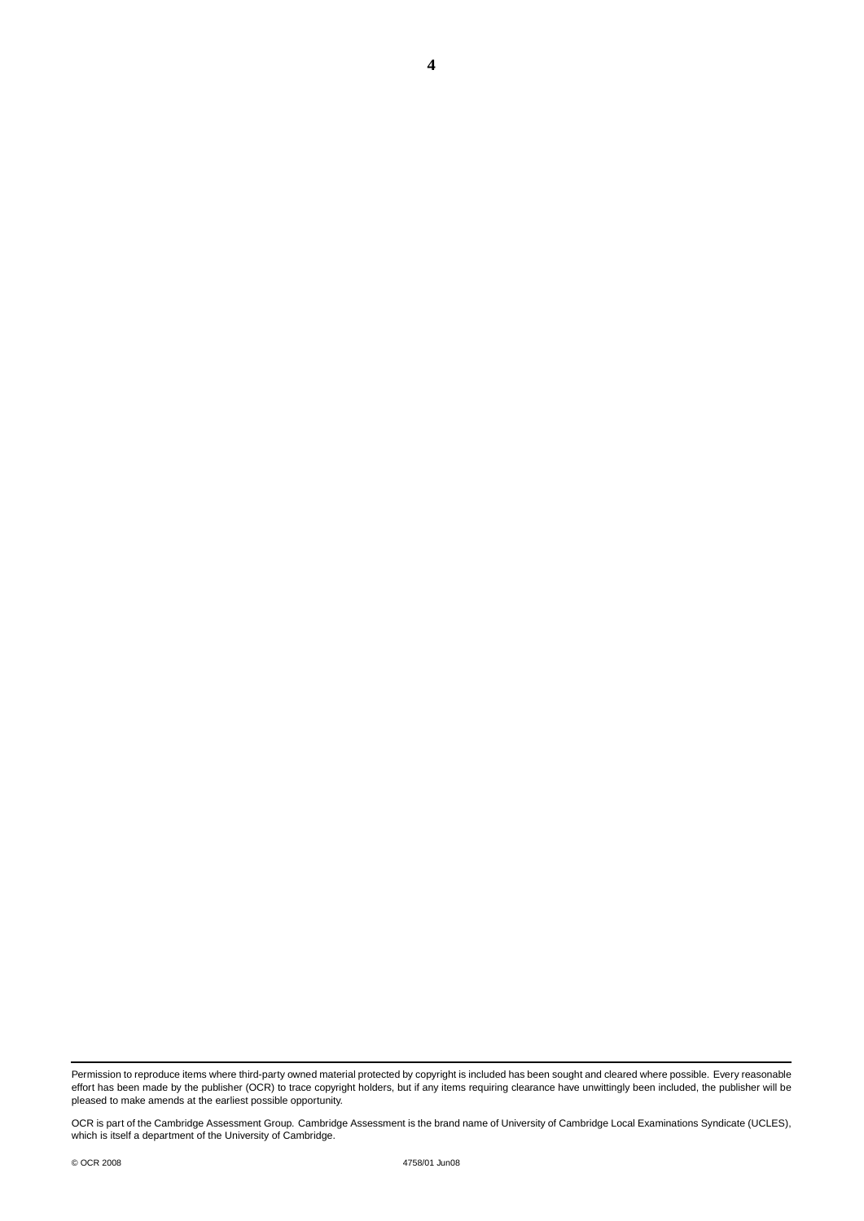Permission to reproduce items where third-party owned material protected by copyright is included has been sought and cleared where possible. Every reasonable effort has been made by the publisher (OCR) to trace copyright holders, but if any items requiring clearance have unwittingly been included, the publisher will be pleased to make amends at the earliest possible opportunity.

OCR is part of the Cambridge Assessment Group. Cambridge Assessment is the brand name of University of Cambridge Local Examinations Syndicate (UCLES), which is itself a department of the University of Cambridge.